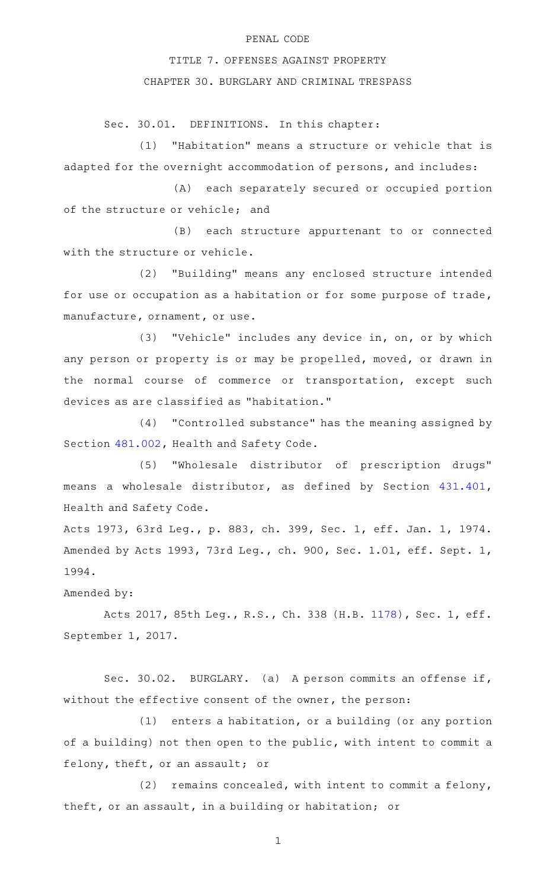PENAL CODE

TITLE 7. OFFENSES AGAINST PROPERTY

CHAPTER 30. BURGLARY AND CRIMINAL TRESPASS

Sec. 30.01. DEFINITIONS. In this chapter:

(1) "Habitation" means a structure or vehicle that is adapted for the overnight accommodation of persons, and includes:

(A) each separately secured or occupied portion of the structure or vehicle; and

(B) each structure appurtenant to or connected with the structure or vehicle.

(2) "Building" means any enclosed structure intended for use or occupation as a habitation or for some purpose of trade, manufacture, ornament, or use.

(3) "Vehicle" includes any device in, on, or by which any person or property is or may be propelled, moved, or drawn in the normal course of commerce or transportation, except such devices as are classified as "habitation."

(4) "Controlled substance" has the meaning assigned by Section 481.002, Health and Safety Code.

(5) "Wholesale distributor of prescription drugs" means a wholesale distributor, as defined by Section 431.401, Health and Safety Code.

Acts 1973, 63rd Leg., p. 883, ch. 399, Sec. 1, eff. Jan. 1, 1974. Amended by Acts 1993, 73rd Leg., ch. 900, Sec. 1.01, eff. Sept. 1, 1994.

Amended by:

Acts 2017, 85th Leg., R.S., Ch. 338 (H.B. 1178), Sec. 1, eff. September 1, 2017.

Sec. 30.02. BURGLARY. (a) A person commits an offense if, without the effective consent of the owner, the person:

(1) enters a habitation, or a building (or any portion of a building) not then open to the public, with intent to commit a felony, theft, or an assault; or

(2) remains concealed, with intent to commit a felony, theft, or an assault, in a building or habitation; or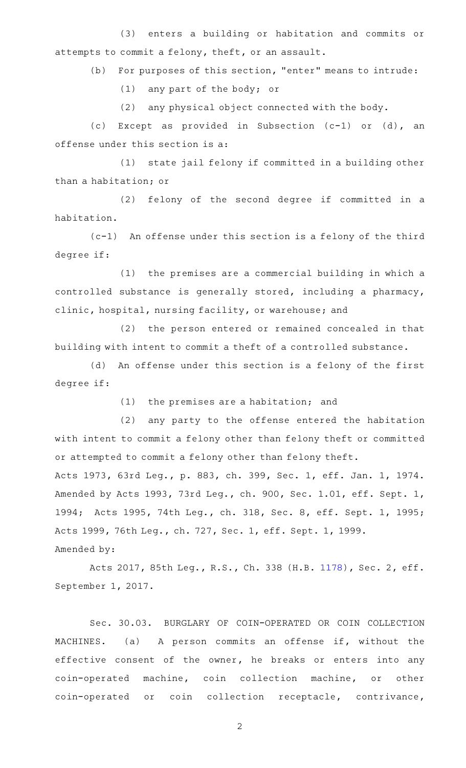(3) enters a building or habitation and commits or attempts to commit a felony, theft, or an assault.

(b) For purposes of this section, "enter" means to intrude:

(1) any part of the body; or

(2) any physical object connected with the body.

(c) Except as provided in Subsection (c-1) or (d), an offense under this section is a:

(1) state jail felony if committed in a building other than a habitation; or

(2) felony of the second degree if committed in a habitation.

(c-1) An offense under this section is a felony of the third degree if:

(1) the premises are a commercial building in which a controlled substance is generally stored, including a pharmacy, clinic, hospital, nursing facility, or warehouse; and

(2) the person entered or remained concealed in that building with intent to commit a theft of a controlled substance.

(d) An offense under this section is a felony of the first degree if:

(1) the premises are a habitation; and

(2) any party to the offense entered the habitation with intent to commit a felony other than felony theft or committed or attempted to commit a felony other than felony theft.

Acts 1973, 63rd Leg., p. 883, ch. 399, Sec. 1, eff. Jan. 1, 1974. Amended by Acts 1993, 73rd Leg., ch. 900, Sec. 1.01, eff. Sept. 1, 1994; Acts 1995, 74th Leg., ch. 318, Sec. 8, eff. Sept. 1, 1995; Acts 1999, 76th Leg., ch. 727, Sec. 1, eff. Sept. 1, 1999.

Amended by:

Acts 2017, 85th Leg., R.S., Ch. 338 (H.B. 1178), Sec. 2, eff. September 1, 2017.

Sec. 30.03. BURGLARY OF COIN-OPERATED OR COIN COLLECTION MACHINES. (a) A person commits an offense if, without the effective consent of the owner, he breaks or enters into any coin-operated machine, coin collection machine, or other coin-operated or coin collection receptacle, contrivance,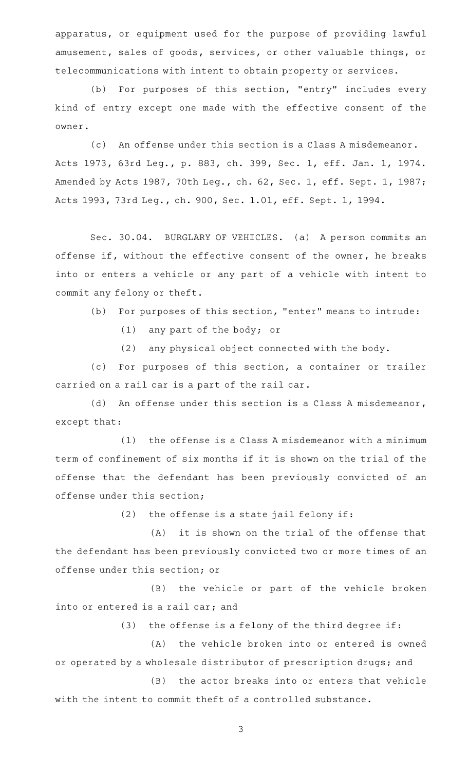apparatus, or equipment used for the purpose of providing lawful amusement, sales of goods, services, or other valuable things, or telecommunications with intent to obtain property or services.

(b) For purposes of this section, "entry" includes every kind of entry except one made with the effective consent of the owner.

(c) An offense under this section is a Class A misdemeanor.

Acts 1973, 63rd Leg., p. 883, ch. 399, Sec. 1, eff. Jan. 1, 1974. Amended by Acts 1987, 70th Leg., ch. 62, Sec. 1, eff. Sept. 1, 1987; Acts 1993, 73rd Leg., ch. 900, Sec. 1.01, eff. Sept. 1, 1994.

Sec. 30.04. BURGLARY OF VEHICLES. (a) A person commits an offense if, without the effective consent of the owner, he breaks into or enters a vehicle or any part of a vehicle with intent to commit any felony or theft.

(b) For purposes of this section, "enter" means to intrude:

(1) any part of the body; or

(2) any physical object connected with the body.

(c) For purposes of this section, a container or trailer carried on a rail car is a part of the rail car.

(d) An offense under this section is a Class A misdemeanor, except that:

(1) the offense is a Class A misdemeanor with a minimum term of confinement of six months if it is shown on the trial of the offense that the defendant has been previously convicted of an offense under this section;

(2) the offense is a state jail felony if:

(A) it is shown on the trial of the offense that the defendant has been previously convicted two or more times of an offense under this section; or

(B) the vehicle or part of the vehicle broken into or entered is a rail car; and

(3) the offense is a felony of the third degree if:

(A) the vehicle broken into or entered is owned or operated by a wholesale distributor of prescription drugs; and

(B) the actor breaks into or enters that vehicle with the intent to commit theft of a controlled substance.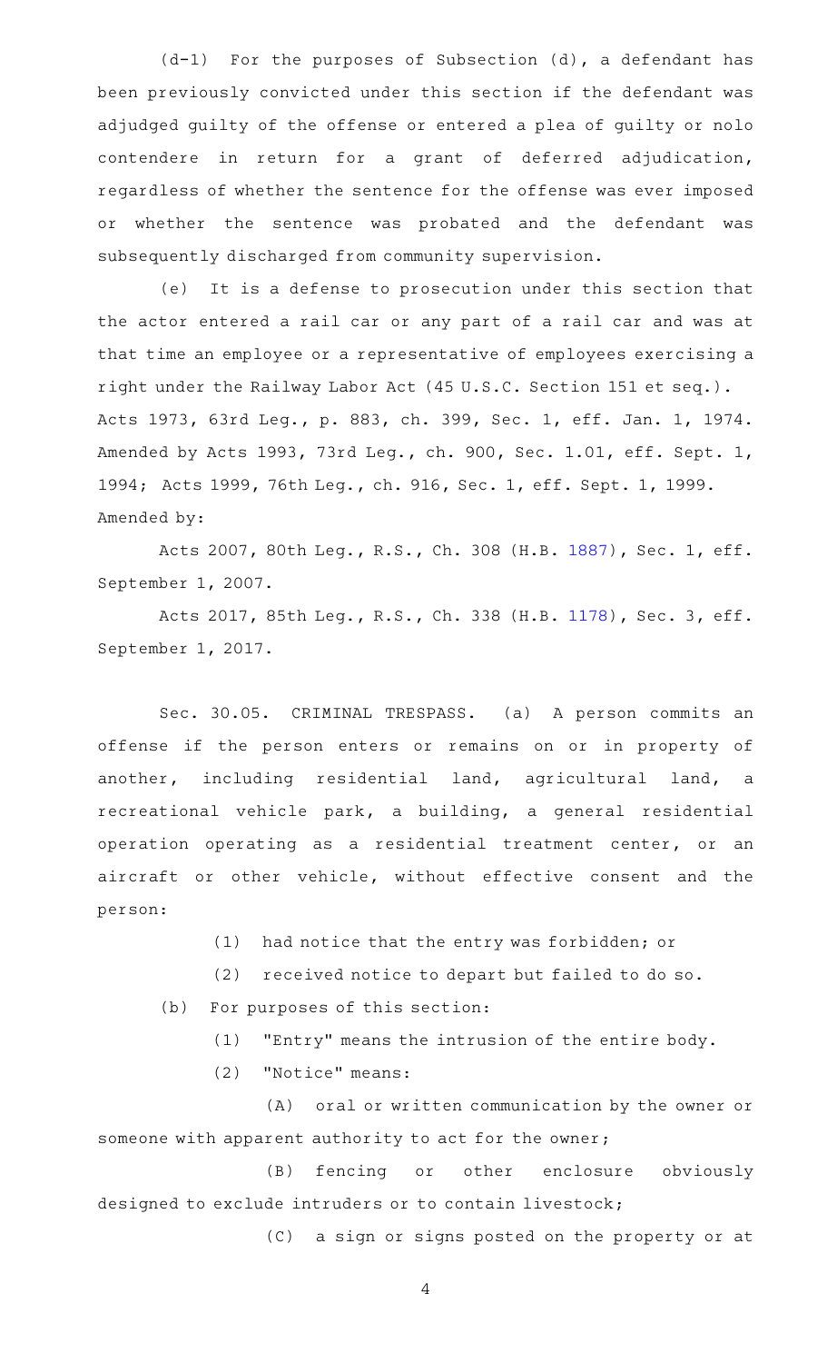(d-1) For the purposes of Subsection (d), a defendant has been previously convicted under this section if the defendant was adjudged guilty of the offense or entered a plea of guilty or nolo contendere in return for a grant of deferred adjudication, regardless of whether the sentence for the offense was ever imposed or whether the sentence was probated and the defendant was subsequently discharged from community supervision.

(e) It is a defense to prosecution under this section that the actor entered a rail car or any part of a rail car and was at that time an employee or a representative of employees exercising a right under the Railway Labor Act (45 U.S.C. Section 151 et seq.).

Acts 1973, 63rd Leg., p. 883, ch. 399, Sec. 1, eff. Jan. 1, 1974. Amended by Acts 1993, 73rd Leg., ch. 900, Sec. 1.01, eff. Sept. 1, 1994; Acts 1999, 76th Leg., ch. 916, Sec. 1, eff. Sept. 1, 1999.

Amended by:

Acts 2007, 80th Leg., R.S., Ch. 308 (H.B. 1887), Sec. 1, eff. September 1, 2007.

Acts 2017, 85th Leg., R.S., Ch. 338 (H.B. 1178), Sec. 3, eff. September 1, 2017.

Sec. 30.05. CRIMINAL TRESPASS. (a) A person commits an offense if the person enters or remains on or in property of another, including residential land, agricultural land, a recreational vehicle park, a building, a general residential operation operating as a residential treatment center, or an aircraft or other vehicle, without effective consent and the person:

(1) had notice that the entry was forbidden; or

(2) received notice to depart but failed to do so.

(b) For purposes of this section:

(1) "Entry" means the intrusion of the entire body.

(2) "Notice" means:

(A) oral or written communication by the owner or someone with apparent authority to act for the owner;

(B) fencing or other enclosure obviously designed to exclude intruders or to contain livestock;

(C) a sign or signs posted on the property or at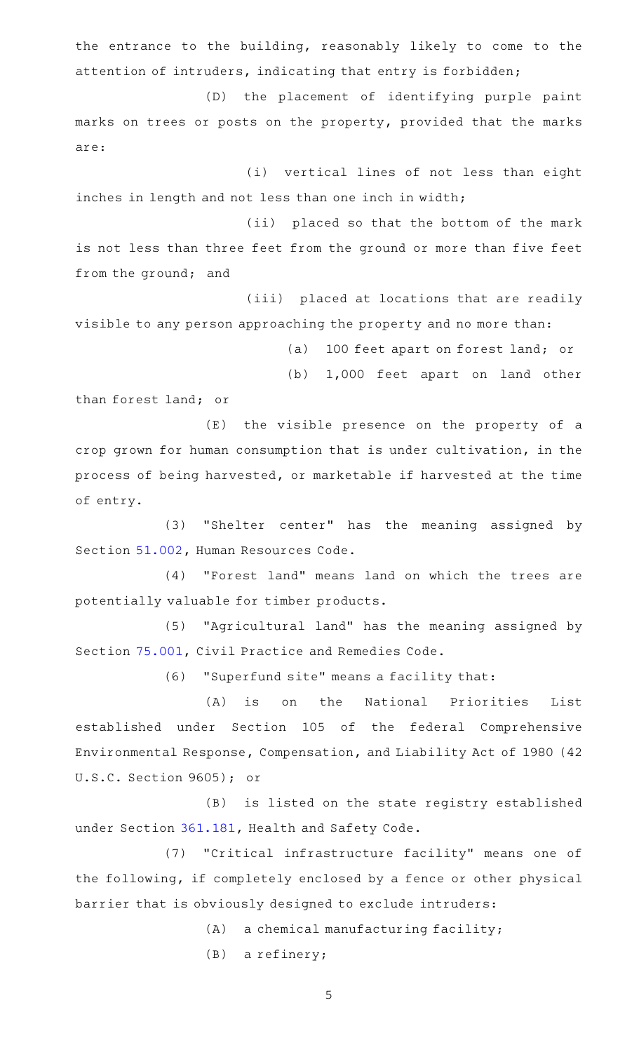the entrance to the building, reasonably likely to come to the attention of intruders, indicating that entry is forbidden;

(D) the placement of identifying purple paint marks on trees or posts on the property, provided that the marks are:

(i) vertical lines of not less than eight inches in length and not less than one inch in width;

(ii) placed so that the bottom of the mark is not less than three feet from the ground or more than five feet from the ground; and

(iii) placed at locations that are readily visible to any person approaching the property and no more than:

(a) 100 feet apart on forest land; or

(b) 1,000 feet apart on land other than forest land; or

(E) the visible presence on the property of a crop grown for human consumption that is under cultivation, in the process of being harvested, or marketable if harvested at the time of entry.

(3) "Shelter center" has the meaning assigned by Section 51.002, Human Resources Code.

(4) "Forest land" means land on which the trees are potentially valuable for timber products.

(5) "Agricultural land" has the meaning assigned by Section 75.001, Civil Practice and Remedies Code.

(6) "Superfund site" means a facility that:

(A) is on the National Priorities List established under Section 105 of the federal Comprehensive Environmental Response, Compensation, and Liability Act of 1980 (42 U.S.C. Section 9605); or

(B) is listed on the state registry established under Section 361.181, Health and Safety Code.

(7) "Critical infrastructure facility" means one of the following, if completely enclosed by a fence or other physical barrier that is obviously designed to exclude intruders:

(A) a chemical manufacturing facility;

(B) a refinery;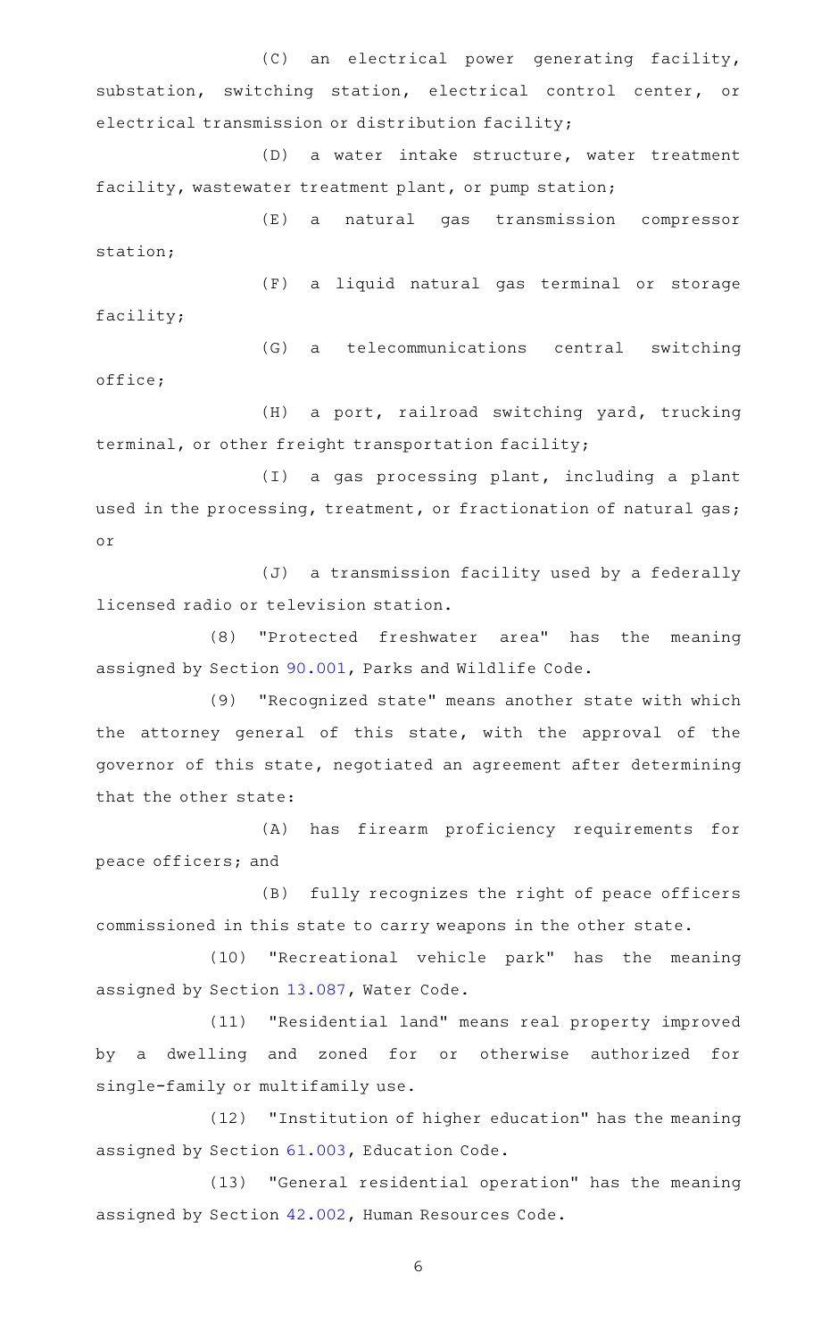(C) an electrical power generating facility, substation, switching station, electrical control center, or electrical transmission or distribution facility;

(D) a water intake structure, water treatment facility, wastewater treatment plant, or pump station;

(E) a natural gas transmission compressor station;

(F) a liquid natural gas terminal or storage facility;

(G) a telecommunications central switching office;

(H) a port, railroad switching yard, trucking terminal, or other freight transportation facility;

(I) a gas processing plant, including a plant used in the processing, treatment, or fractionation of natural gas; or

(J) a transmission facility used by a federally licensed radio or television station.

(8) "Protected freshwater area" has the meaning assigned by Section 90.001, Parks and Wildlife Code.

(9) "Recognized state" means another state with which the attorney general of this state, with the approval of the governor of this state, negotiated an agreement after determining that the other state:

(A) has firearm proficiency requirements for peace officers; and

(B) fully recognizes the right of peace officers commissioned in this state to carry weapons in the other state.

(10) "Recreational vehicle park" has the meaning assigned by Section 13.087, Water Code.

(11) "Residential land" means real property improved by a dwelling and zoned for or otherwise authorized for single-family or multifamily use.

(12) "Institution of higher education" has the meaning assigned by Section 61.003, Education Code.

(13) "General residential operation" has the meaning assigned by Section 42.002, Human Resources Code.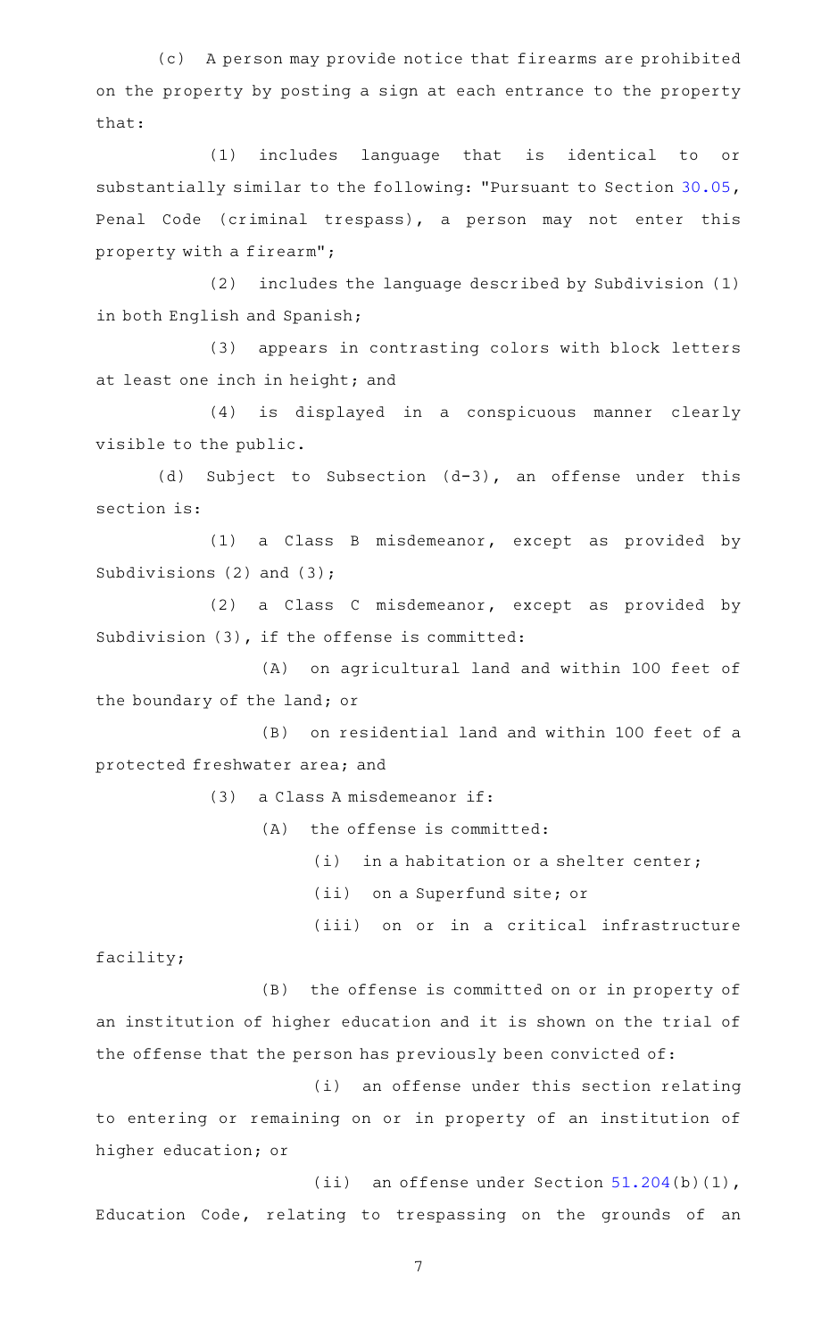(c) A person may provide notice that firearms are prohibited on the property by posting a sign at each entrance to the property that:

(1) includes language that is identical to or substantially similar to the following: "Pursuant to Section 30.05, Penal Code (criminal trespass), a person may not enter this property with a firearm";

(2) includes the language described by Subdivision (1) in both English and Spanish;

(3) appears in contrasting colors with block letters at least one inch in height; and

(4) is displayed in a conspicuous manner clearly visible to the public.

(d) Subject to Subsection (d-3), an offense under this section is:

(1) a Class B misdemeanor, except as provided by Subdivisions (2) and (3);

(2) a Class C misdemeanor, except as provided by Subdivision (3), if the offense is committed:

(A) on agricultural land and within 100 feet of the boundary of the land; or

(B) on residential land and within 100 feet of a protected freshwater area; and

(3) a Class A misdemeanor if:

(A) the offense is committed:

(i) in a habitation or a shelter center;

(ii) on a Superfund site; or

(iii) on or in a critical infrastructure facility;

(B) the offense is committed on or in property of an institution of higher education and it is shown on the trial of the offense that the person has previously been convicted of:

(i) an offense under this section relating to entering or remaining on or in property of an institution of higher education; or

(ii) an offense under Section 51.204(b)(1), Education Code, relating to trespassing on the grounds of an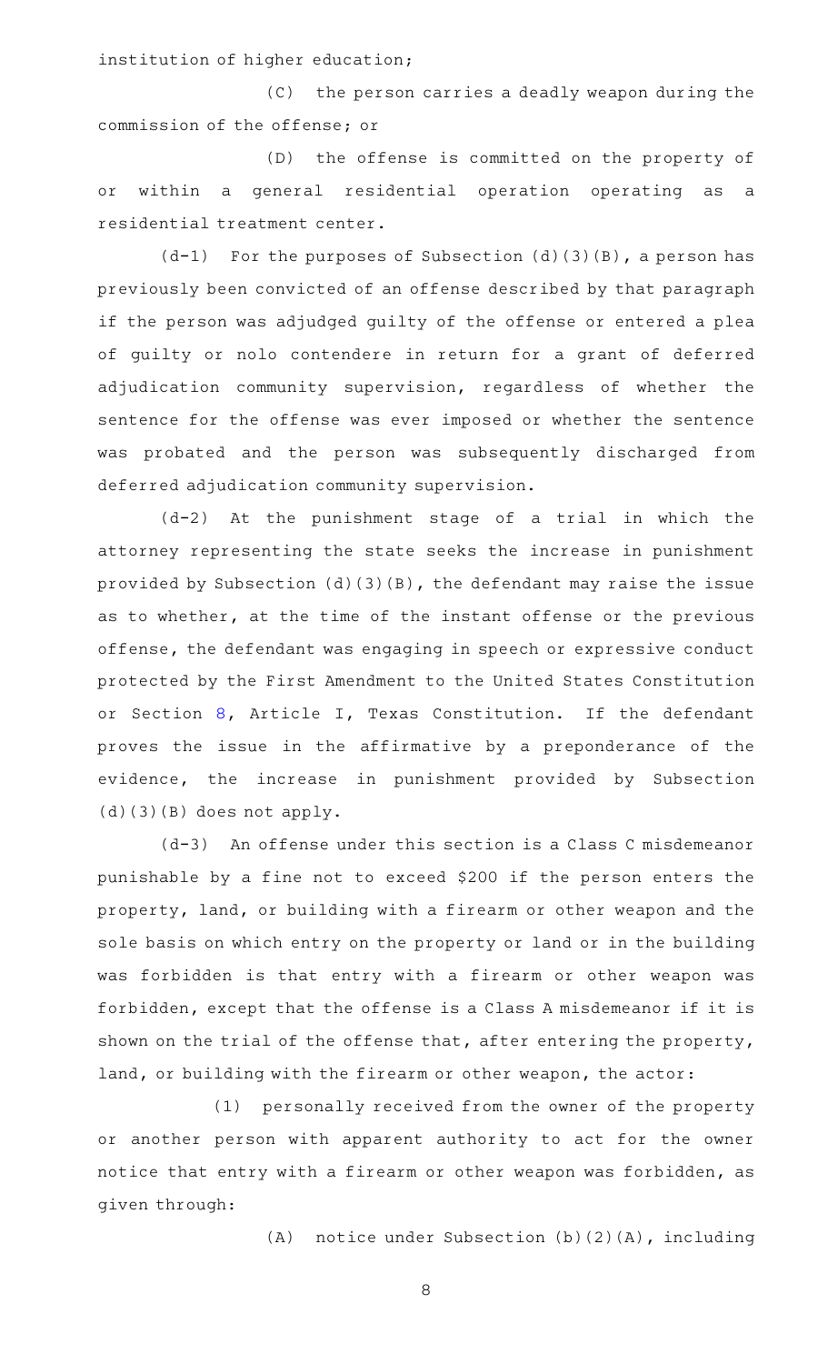institution of higher education;

(C) the person carries a deadly weapon during the commission of the offense; or

(D) the offense is committed on the property of or within a general residential operation operating as a residential treatment center.

(d-1) For the purposes of Subsection (d)(3)(B), a person has previously been convicted of an offense described by that paragraph if the person was adjudged guilty of the offense or entered a plea of guilty or nolo contendere in return for a grant of deferred adjudication community supervision, regardless of whether the sentence for the offense was ever imposed or whether the sentence was probated and the person was subsequently discharged from deferred adjudication community supervision.

(d-2) At the punishment stage of a trial in which the attorney representing the state seeks the increase in punishment provided by Subsection (d)(3)(B), the defendant may raise the issue as to whether, at the time of the instant offense or the previous offense, the defendant was engaging in speech or expressive conduct protected by the First Amendment to the United States Constitution or Section 8, Article I, Texas Constitution. If the defendant proves the issue in the affirmative by a preponderance of the evidence, the increase in punishment provided by Subsection (d)(3)(B) does not apply.

(d-3) An offense under this section is a Class C misdemeanor punishable by a fine not to exceed $200 if the person enters the property, land, or building with a firearm or other weapon and the sole basis on which entry on the property or land or in the building was forbidden is that entry with a firearm or other weapon was forbidden, except that the offense is a Class A misdemeanor if it is shown on the trial of the offense that, after entering the property, land, or building with the firearm or other weapon, the actor:

(1) personally received from the owner of the property or another person with apparent authority to act for the owner notice that entry with a firearm or other weapon was forbidden, as given through:

(A) notice under Subsection (b)(2)(A), including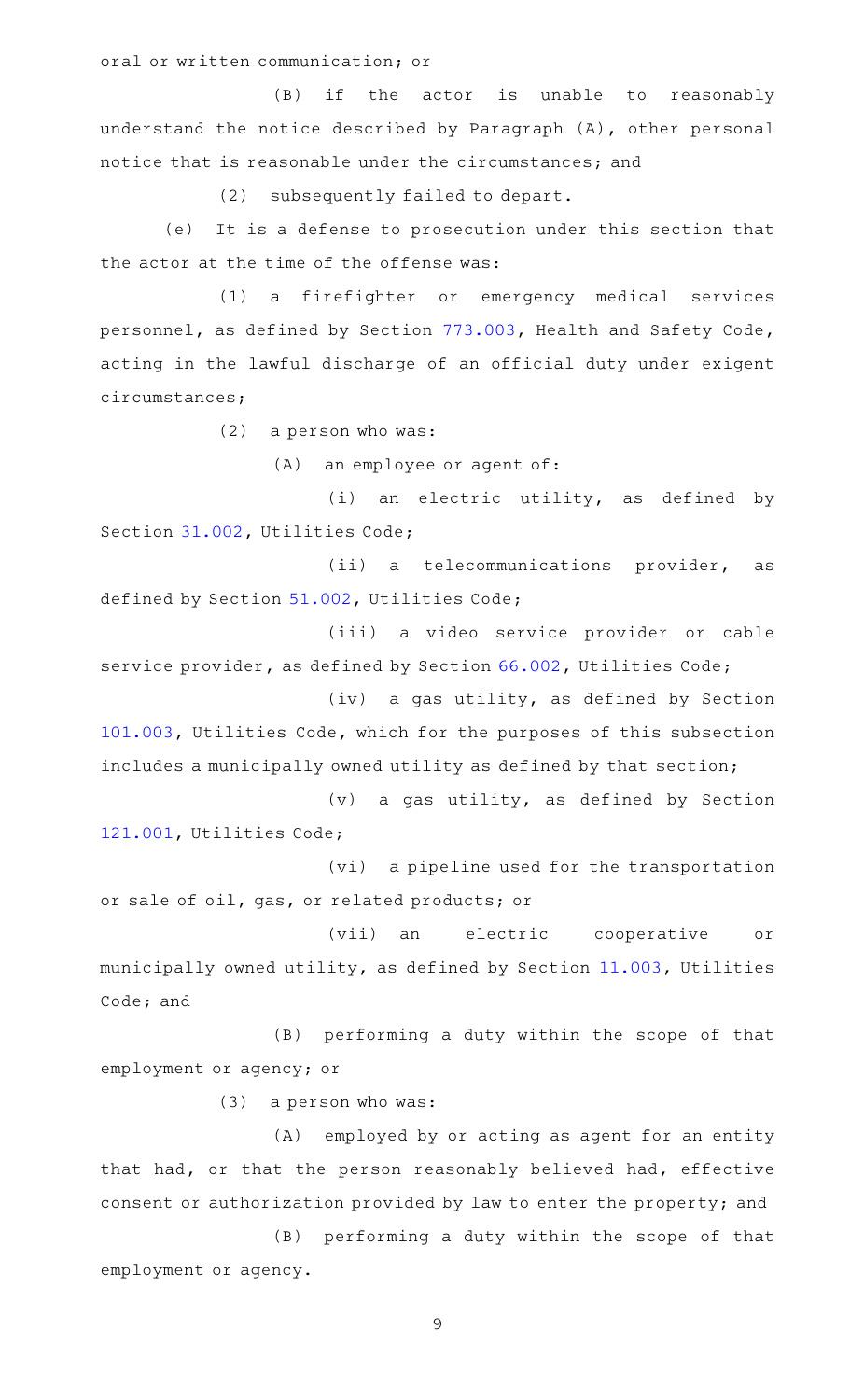oral or written communication; or

(B) if the actor is unable to reasonably understand the notice described by Paragraph (A), other personal notice that is reasonable under the circumstances; and

(2) subsequently failed to depart.

(e) It is a defense to prosecution under this section that the actor at the time of the offense was:

(1) a firefighter or emergency medical services personnel, as defined by Section 773.003, Health and Safety Code, acting in the lawful discharge of an official duty under exigent circumstances;

(2) a person who was:

(A) an employee or agent of:

(i) an electric utility, as defined by Section 31.002, Utilities Code;

(ii) a telecommunications provider, as defined by Section 51.002, Utilities Code;

(iii) a video service provider or cable service provider, as defined by Section 66.002, Utilities Code;

(iv) a gas utility, as defined by Section 101.003, Utilities Code, which for the purposes of this subsection includes a municipally owned utility as defined by that section;

(v) a gas utility, as defined by Section 121.001, Utilities Code;

(vi) a pipeline used for the transportation or sale of oil, gas, or related products; or

(vii) an electric cooperative or municipally owned utility, as defined by Section 11.003, Utilities Code; and

(B) performing a duty within the scope of that employment or agency; or

(3) a person who was:

(A) employed by or acting as agent for an entity that had, or that the person reasonably believed had, effective consent or authorization provided by law to enter the property; and

(B) performing a duty within the scope of that employment or agency.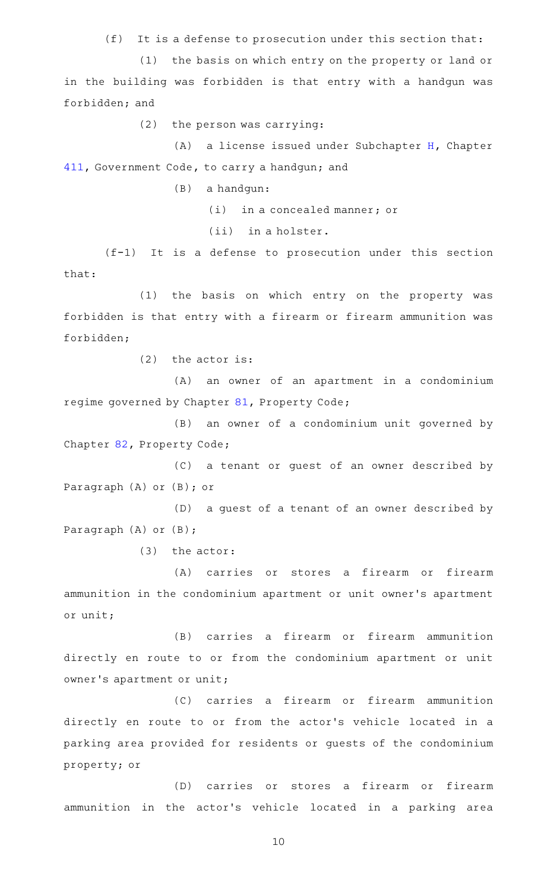(f) It is a defense to prosecution under this section that:

(1) the basis on which entry on the property or land or in the building was forbidden is that entry with a handgun was forbidden; and

(2) the person was carrying:

(A) a license issued under Subchapter H, Chapter 411, Government Code, to carry a handgun; and

(B) a handgun:

(i) in a concealed manner; or

(ii) in a holster.

(f-1) It is a defense to prosecution under this section that:

(1) the basis on which entry on the property was forbidden is that entry with a firearm or firearm ammunition was forbidden;

(2) the actor is:

(A) an owner of an apartment in a condominium regime governed by Chapter 81, Property Code;

(B) an owner of a condominium unit governed by Chapter 82, Property Code;

(C) a tenant or guest of an owner described by Paragraph (A) or (B); or

(D) a guest of a tenant of an owner described by Paragraph (A) or (B);

(3) the actor:

(A) carries or stores a firearm or firearm ammunition in the condominium apartment or unit owner's apartment or unit;

(B) carries a firearm or firearm ammunition directly en route to or from the condominium apartment or unit owner's apartment or unit;

(C) carries a firearm or firearm ammunition directly en route to or from the actor's vehicle located in a parking area provided for residents or guests of the condominium property; or

(D) carries or stores a firearm or firearm ammunition in the actor's vehicle located in a parking area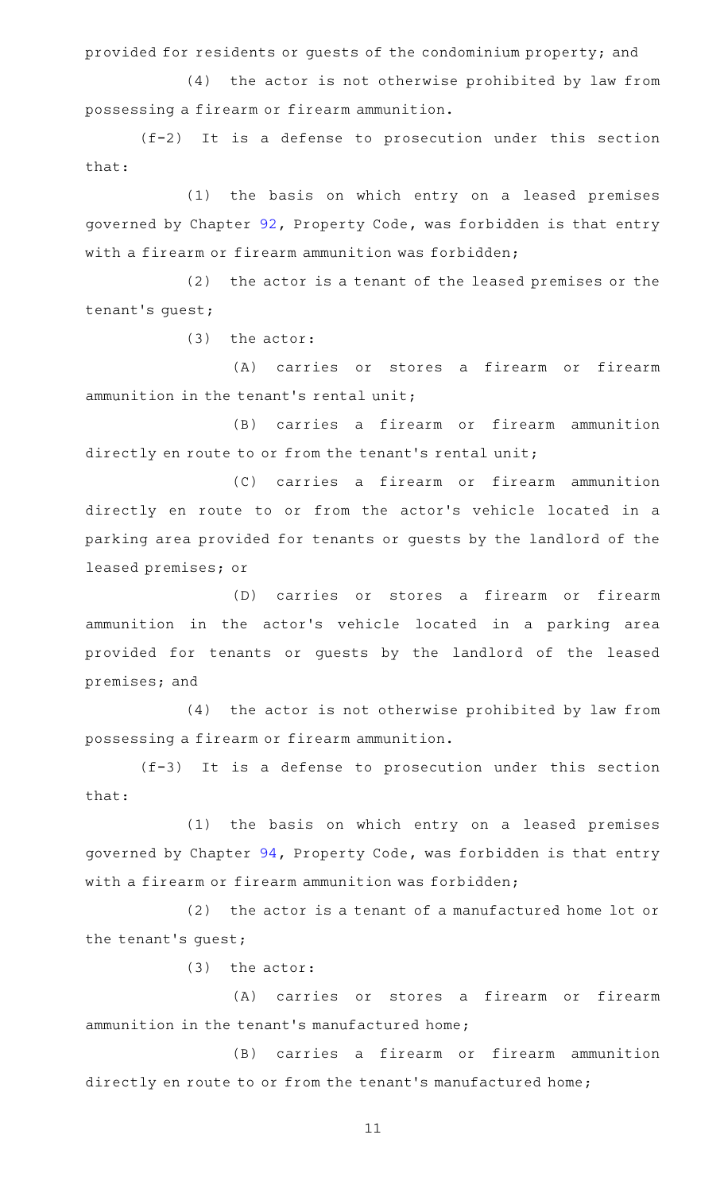provided for residents or guests of the condominium property; and

(4) the actor is not otherwise prohibited by law from possessing a firearm or firearm ammunition.

(f-2) It is a defense to prosecution under this section that:

(1) the basis on which entry on a leased premises governed by Chapter 92, Property Code, was forbidden is that entry with a firearm or firearm ammunition was forbidden;

(2) the actor is a tenant of the leased premises or the tenant's guest;

(3) the actor:

(A) carries or stores a firearm or firearm ammunition in the tenant's rental unit;

(B) carries a firearm or firearm ammunition directly en route to or from the tenant's rental unit;

(C) carries a firearm or firearm ammunition directly en route to or from the actor's vehicle located in a parking area provided for tenants or guests by the landlord of the leased premises; or

(D) carries or stores a firearm or firearm ammunition in the actor's vehicle located in a parking area provided for tenants or guests by the landlord of the leased premises; and

(4) the actor is not otherwise prohibited by law from possessing a firearm or firearm ammunition.

(f-3) It is a defense to prosecution under this section that:

(1) the basis on which entry on a leased premises governed by Chapter 94, Property Code, was forbidden is that entry with a firearm or firearm ammunition was forbidden;

(2) the actor is a tenant of a manufactured home lot or the tenant's guest;

(3) the actor:

(A) carries or stores a firearm or firearm ammunition in the tenant's manufactured home;

(B) carries a firearm or firearm ammunition directly en route to or from the tenant's manufactured home;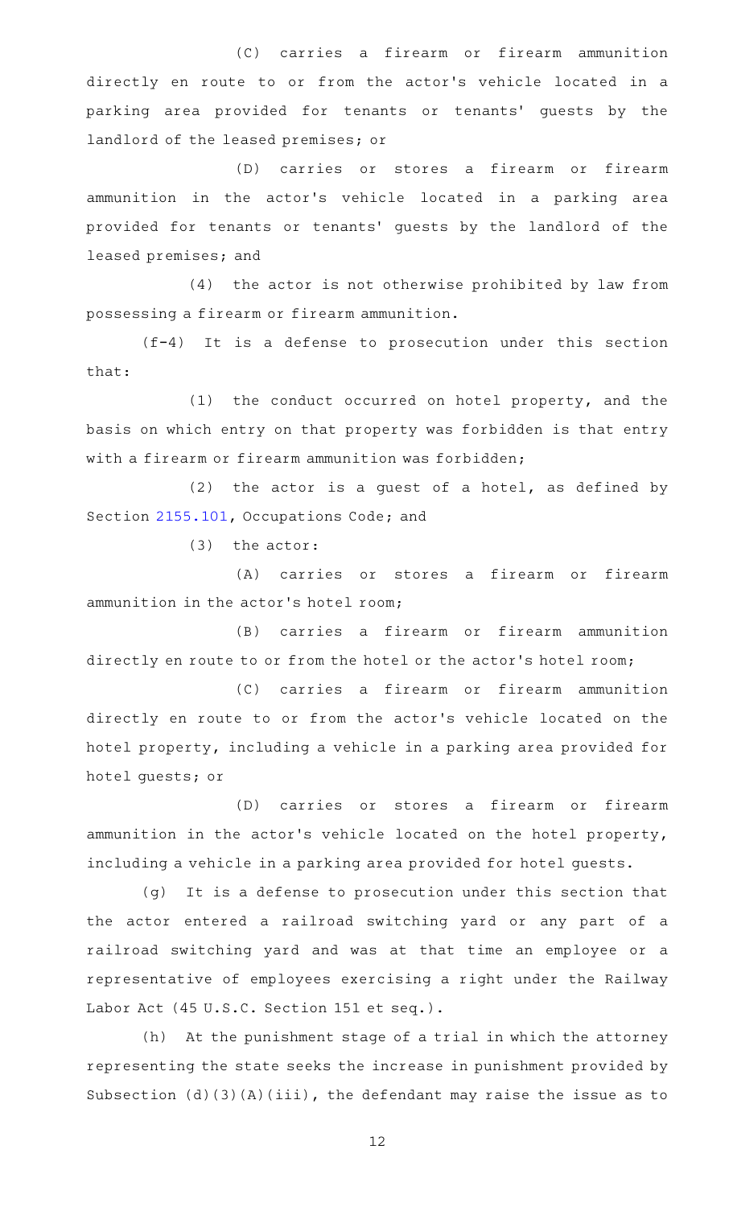(C) carries a firearm or firearm ammunition directly en route to or from the actor's vehicle located in a parking area provided for tenants or tenants' guests by the landlord of the leased premises; or

(D) carries or stores a firearm or firearm ammunition in the actor's vehicle located in a parking area provided for tenants or tenants' guests by the landlord of the leased premises; and

(4) the actor is not otherwise prohibited by law from possessing a firearm or firearm ammunition.

(f-4) It is a defense to prosecution under this section that:

(1) the conduct occurred on hotel property, and the basis on which entry on that property was forbidden is that entry with a firearm or firearm ammunition was forbidden;

(2) the actor is a guest of a hotel, as defined by Section 2155.101, Occupations Code; and

(3) the actor:

(A) carries or stores a firearm or firearm ammunition in the actor's hotel room;

(B) carries a firearm or firearm ammunition directly en route to or from the hotel or the actor's hotel room;

(C) carries a firearm or firearm ammunition directly en route to or from the actor's vehicle located on the hotel property, including a vehicle in a parking area provided for hotel guests; or

(D) carries or stores a firearm or firearm ammunition in the actor's vehicle located on the hotel property, including a vehicle in a parking area provided for hotel guests.

(g) It is a defense to prosecution under this section that the actor entered a railroad switching yard or any part of a railroad switching yard and was at that time an employee or a representative of employees exercising a right under the Railway Labor Act (45 U.S.C. Section 151 et seq.).

(h) At the punishment stage of a trial in which the attorney representing the state seeks the increase in punishment provided by Subsection (d)(3)(A)(iii), the defendant may raise the issue as to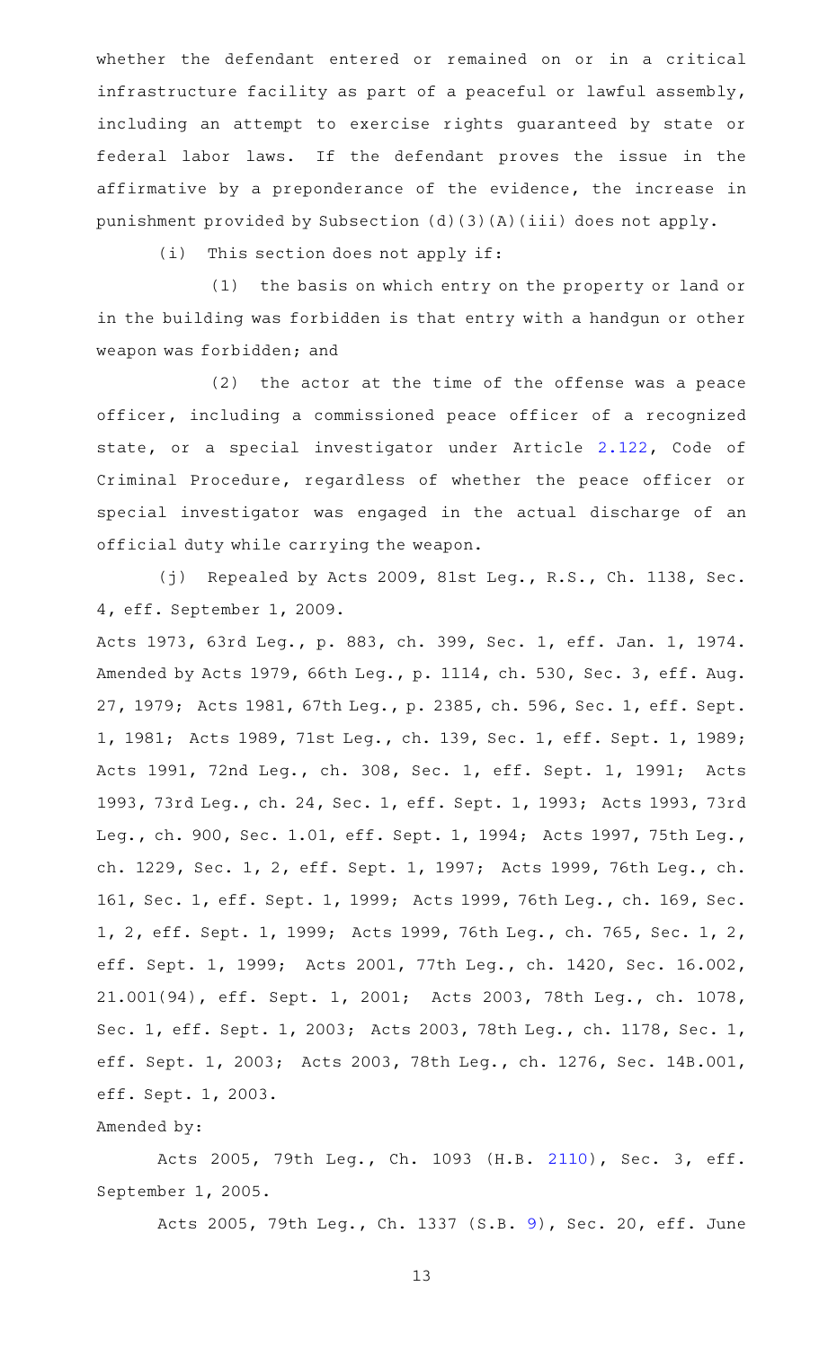whether the defendant entered or remained on or in a critical infrastructure facility as part of a peaceful or lawful assembly, including an attempt to exercise rights guaranteed by state or federal labor laws. If the defendant proves the issue in the affirmative by a preponderance of the evidence, the increase in punishment provided by Subsection (d)(3)(A)(iii) does not apply.

(i) This section does not apply if:

(1) the basis on which entry on the property or land or in the building was forbidden is that entry with a handgun or other weapon was forbidden; and

(2) the actor at the time of the offense was a peace officer, including a commissioned peace officer of a recognized state, or a special investigator under Article 2.122, Code of Criminal Procedure, regardless of whether the peace officer or special investigator was engaged in the actual discharge of an official duty while carrying the weapon.

(j) Repealed by Acts 2009, 81st Leg., R.S., Ch. 1138, Sec. 4, eff. September 1, 2009.

Acts 1973, 63rd Leg., p. 883, ch. 399, Sec. 1, eff. Jan. 1, 1974. Amended by Acts 1979, 66th Leg., p. 1114, ch. 530, Sec. 3, eff. Aug. 27, 1979; Acts 1981, 67th Leg., p. 2385, ch. 596, Sec. 1, eff. Sept. 1, 1981; Acts 1989, 71st Leg., ch. 139, Sec. 1, eff. Sept. 1, 1989; Acts 1991, 72nd Leg., ch. 308, Sec. 1, eff. Sept. 1, 1991; Acts 1993, 73rd Leg., ch. 24, Sec. 1, eff. Sept. 1, 1993; Acts 1993, 73rd Leg., ch. 900, Sec. 1.01, eff. Sept. 1, 1994; Acts 1997, 75th Leg., ch. 1229, Sec. 1, 2, eff. Sept. 1, 1997; Acts 1999, 76th Leg., ch. 161, Sec. 1, eff. Sept. 1, 1999; Acts 1999, 76th Leg., ch. 169, Sec. 1, 2, eff. Sept. 1, 1999; Acts 1999, 76th Leg., ch. 765, Sec. 1, 2, eff. Sept. 1, 1999; Acts 2001, 77th Leg., ch. 1420, Sec. 16.002, 21.001(94), eff. Sept. 1, 2001; Acts 2003, 78th Leg., ch. 1078, Sec. 1, eff. Sept. 1, 2003; Acts 2003, 78th Leg., ch. 1178, Sec. 1, eff. Sept. 1, 2003; Acts 2003, 78th Leg., ch. 1276, Sec. 14B.001, eff. Sept. 1, 2003.

Amended by:

Acts 2005, 79th Leg., Ch. 1093 (H.B. 2110), Sec. 3, eff. September 1, 2005.

Acts 2005, 79th Leg., Ch. 1337 (S.B. 9), Sec. 20, eff. June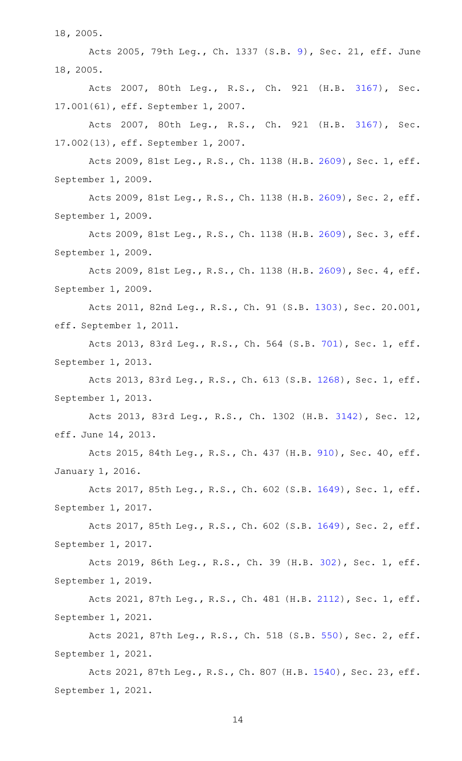18, 2005.

Acts 2005, 79th Leg., Ch. 1337 (S.B. 9), Sec. 21, eff. June 18, 2005.

Acts 2007, 80th Leg., R.S., Ch. 921 (H.B. 3167), Sec. 17.001(61), eff. September 1, 2007.

Acts 2007, 80th Leg., R.S., Ch. 921 (H.B. 3167), Sec. 17.002(13), eff. September 1, 2007.

Acts 2009, 81st Leg., R.S., Ch. 1138 (H.B. 2609), Sec. 1, eff. September 1, 2009.

Acts 2009, 81st Leg., R.S., Ch. 1138 (H.B. 2609), Sec. 2, eff. September 1, 2009.

Acts 2009, 81st Leg., R.S., Ch. 1138 (H.B. 2609), Sec. 3, eff. September 1, 2009.

Acts 2009, 81st Leg., R.S., Ch. 1138 (H.B. 2609), Sec. 4, eff. September 1, 2009.

Acts 2011, 82nd Leg., R.S., Ch. 91 (S.B. 1303), Sec. 20.001, eff. September 1, 2011.

Acts 2013, 83rd Leg., R.S., Ch. 564 (S.B. 701), Sec. 1, eff. September 1, 2013.

Acts 2013, 83rd Leg., R.S., Ch. 613 (S.B. 1268), Sec. 1, eff. September 1, 2013.

Acts 2013, 83rd Leg., R.S., Ch. 1302 (H.B. 3142), Sec. 12, eff. June 14, 2013.

Acts 2015, 84th Leg., R.S., Ch. 437 (H.B. 910), Sec. 40, eff. January 1, 2016.

Acts 2017, 85th Leg., R.S., Ch. 602 (S.B. 1649), Sec. 1, eff. September 1, 2017.

Acts 2017, 85th Leg., R.S., Ch. 602 (S.B. 1649), Sec. 2, eff. September 1, 2017.

Acts 2019, 86th Leg., R.S., Ch. 39 (H.B. 302), Sec. 1, eff. September 1, 2019.

Acts 2021, 87th Leg., R.S., Ch. 481 (H.B. 2112), Sec. 1, eff. September 1, 2021.

Acts 2021, 87th Leg., R.S., Ch. 518 (S.B. 550), Sec. 2, eff. September 1, 2021.

Acts 2021, 87th Leg., R.S., Ch. 807 (H.B. 1540), Sec. 23, eff. September 1, 2021.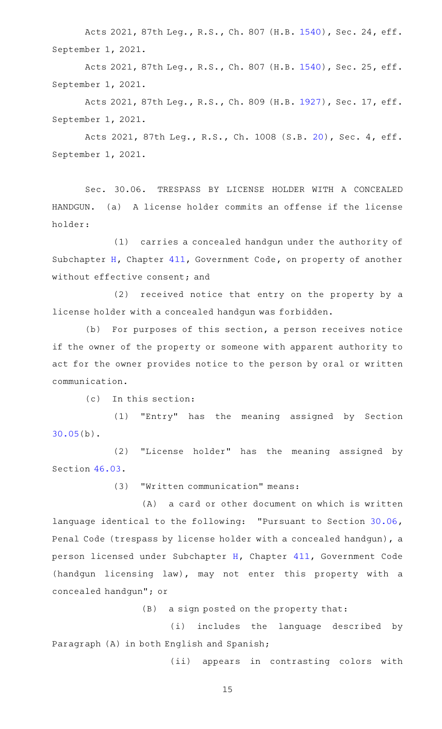Acts 2021, 87th Leg., R.S., Ch. 807 (H.B. 1540), Sec. 24, eff. September 1, 2021.

Acts 2021, 87th Leg., R.S., Ch. 807 (H.B. 1540), Sec. 25, eff. September 1, 2021.

Acts 2021, 87th Leg., R.S., Ch. 809 (H.B. 1927), Sec. 17, eff. September 1, 2021.

Acts 2021, 87th Leg., R.S., Ch. 1008 (S.B. 20), Sec. 4, eff. September 1, 2021.

Sec. 30.06. TRESPASS BY LICENSE HOLDER WITH A CONCEALED HANDGUN. (a) A license holder commits an offense if the license holder:

(1) carries a concealed handgun under the authority of Subchapter H, Chapter 411, Government Code, on property of another without effective consent; and

(2) received notice that entry on the property by a license holder with a concealed handgun was forbidden.

(b) For purposes of this section, a person receives notice if the owner of the property or someone with apparent authority to act for the owner provides notice to the person by oral or written communication.

(c) In this section:

(1) "Entry" has the meaning assigned by Section 30.05(b).

(2) "License holder" has the meaning assigned by Section 46.03.

(3) "Written communication" means:

(A) a card or other document on which is written language identical to the following: "Pursuant to Section 30.06, Penal Code (trespass by license holder with a concealed handgun), a person licensed under Subchapter H, Chapter 411, Government Code (handgun licensing law), may not enter this property with a concealed handgun"; or

(B) a sign posted on the property that:

(i) includes the language described by Paragraph (A) in both English and Spanish;

(ii) appears in contrasting colors with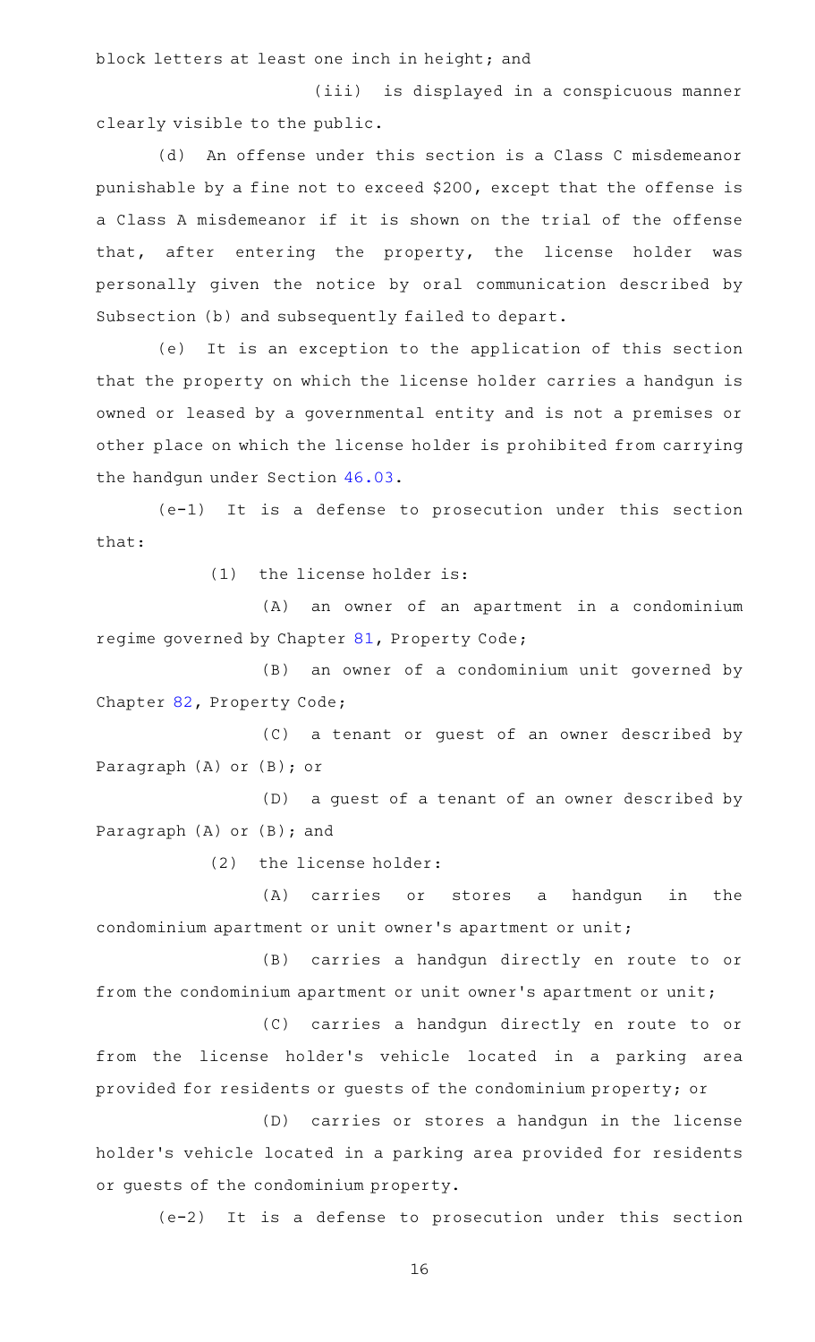block letters at least one inch in height; and

(iii) is displayed in a conspicuous manner clearly visible to the public.

(d) An offense under this section is a Class C misdemeanor punishable by a fine not to exceed $200, except that the offense is a Class A misdemeanor if it is shown on the trial of the offense that, after entering the property, the license holder was personally given the notice by oral communication described by Subsection (b) and subsequently failed to depart.

(e) It is an exception to the application of this section that the property on which the license holder carries a handgun is owned or leased by a governmental entity and is not a premises or other place on which the license holder is prohibited from carrying the handgun under Section 46.03.

(e-1) It is a defense to prosecution under this section that:

(1) the license holder is:

(A) an owner of an apartment in a condominium regime governed by Chapter 81, Property Code;

(B) an owner of a condominium unit governed by Chapter 82, Property Code;

(C) a tenant or guest of an owner described by Paragraph (A) or (B); or

(D) a guest of a tenant of an owner described by Paragraph (A) or (B); and

(2) the license holder:

(A) carries or stores a handgun in the condominium apartment or unit owner's apartment or unit;

(B) carries a handgun directly en route to or from the condominium apartment or unit owner's apartment or unit;

(C) carries a handgun directly en route to or from the license holder's vehicle located in a parking area provided for residents or guests of the condominium property; or

(D) carries or stores a handgun in the license holder's vehicle located in a parking area provided for residents or guests of the condominium property.

(e-2) It is a defense to prosecution under this section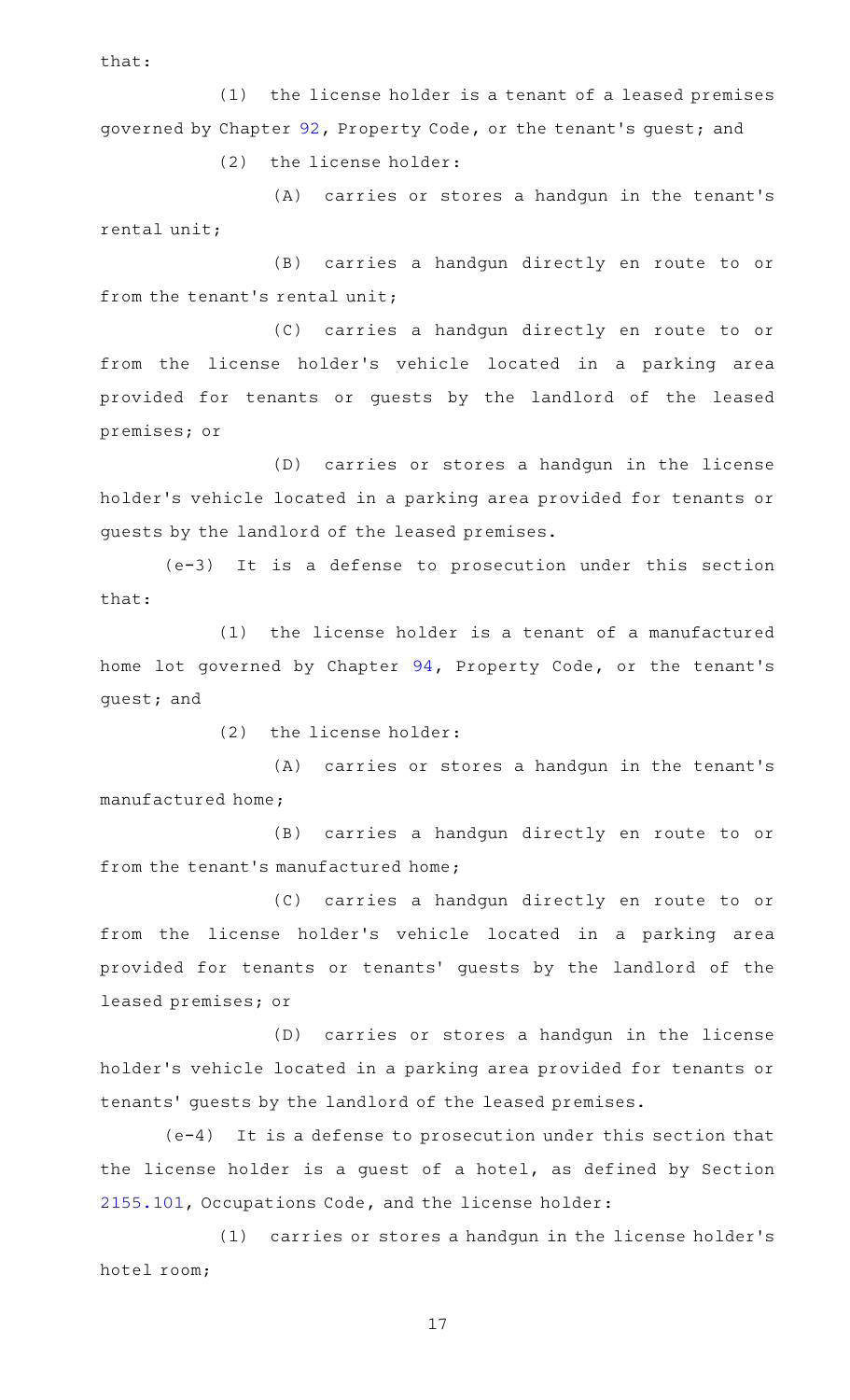that:

(1) the license holder is a tenant of a leased premises governed by Chapter 92, Property Code, or the tenant's guest; and

(2) the license holder:

(A) carries or stores a handgun in the tenant's rental unit;

(B) carries a handgun directly en route to or from the tenant's rental unit;

(C) carries a handgun directly en route to or from the license holder's vehicle located in a parking area provided for tenants or guests by the landlord of the leased premises; or

(D) carries or stores a handgun in the license holder's vehicle located in a parking area provided for tenants or guests by the landlord of the leased premises.

(e-3) It is a defense to prosecution under this section that:

(1) the license holder is a tenant of a manufactured home lot governed by Chapter 94, Property Code, or the tenant's guest; and

(2) the license holder:

(A) carries or stores a handgun in the tenant's manufactured home;

(B) carries a handgun directly en route to or from the tenant's manufactured home;

(C) carries a handgun directly en route to or from the license holder's vehicle located in a parking area provided for tenants or tenants' guests by the landlord of the leased premises; or

(D) carries or stores a handgun in the license holder's vehicle located in a parking area provided for tenants or tenants' guests by the landlord of the leased premises.

(e-4) It is a defense to prosecution under this section that the license holder is a guest of a hotel, as defined by Section 2155.101, Occupations Code, and the license holder:

(1) carries or stores a handgun in the license holder's hotel room;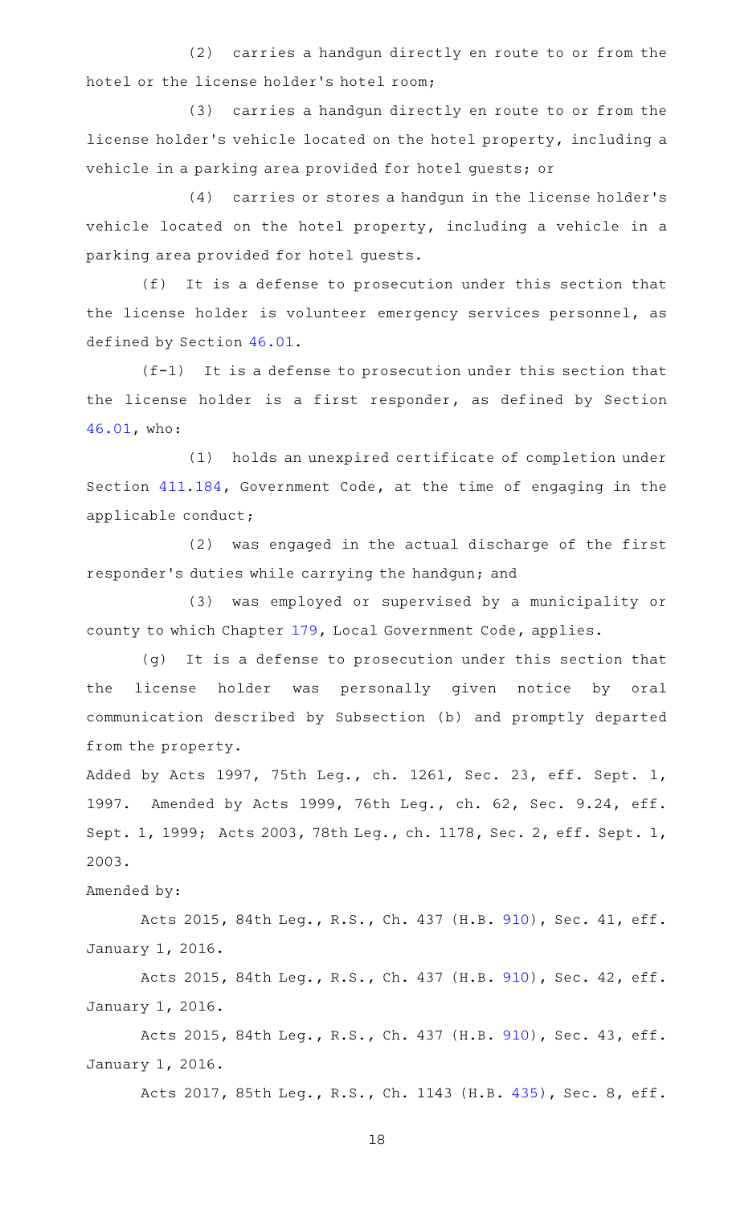(2) carries a handgun directly en route to or from the hotel or the license holder's hotel room;

(3) carries a handgun directly en route to or from the license holder's vehicle located on the hotel property, including a vehicle in a parking area provided for hotel guests; or

(4) carries or stores a handgun in the license holder's vehicle located on the hotel property, including a vehicle in a parking area provided for hotel guests.

(f) It is a defense to prosecution under this section that the license holder is volunteer emergency services personnel, as defined by Section 46.01.

(f-1) It is a defense to prosecution under this section that the license holder is a first responder, as defined by Section 46.01, who:

(1) holds an unexpired certificate of completion under Section 411.184, Government Code, at the time of engaging in the applicable conduct;

(2) was engaged in the actual discharge of the first responder's duties while carrying the handgun; and

(3) was employed or supervised by a municipality or county to which Chapter 179, Local Government Code, applies.

(g) It is a defense to prosecution under this section that the license holder was personally given notice by oral communication described by Subsection (b) and promptly departed from the property.

Added by Acts 1997, 75th Leg., ch. 1261, Sec. 23, eff. Sept. 1, 1997. Amended by Acts 1999, 76th Leg., ch. 62, Sec. 9.24, eff. Sept. 1, 1999; Acts 2003, 78th Leg., ch. 1178, Sec. 2, eff. Sept. 1, 2003.

Amended by:

Acts 2015, 84th Leg., R.S., Ch. 437 (H.B. 910), Sec. 41, eff. January 1, 2016.

Acts 2015, 84th Leg., R.S., Ch. 437 (H.B. 910), Sec. 42, eff. January 1, 2016.

Acts 2015, 84th Leg., R.S., Ch. 437 (H.B. 910), Sec. 43, eff. January 1, 2016.

Acts 2017, 85th Leg., R.S., Ch. 1143 (H.B. 435), Sec. 8, eff.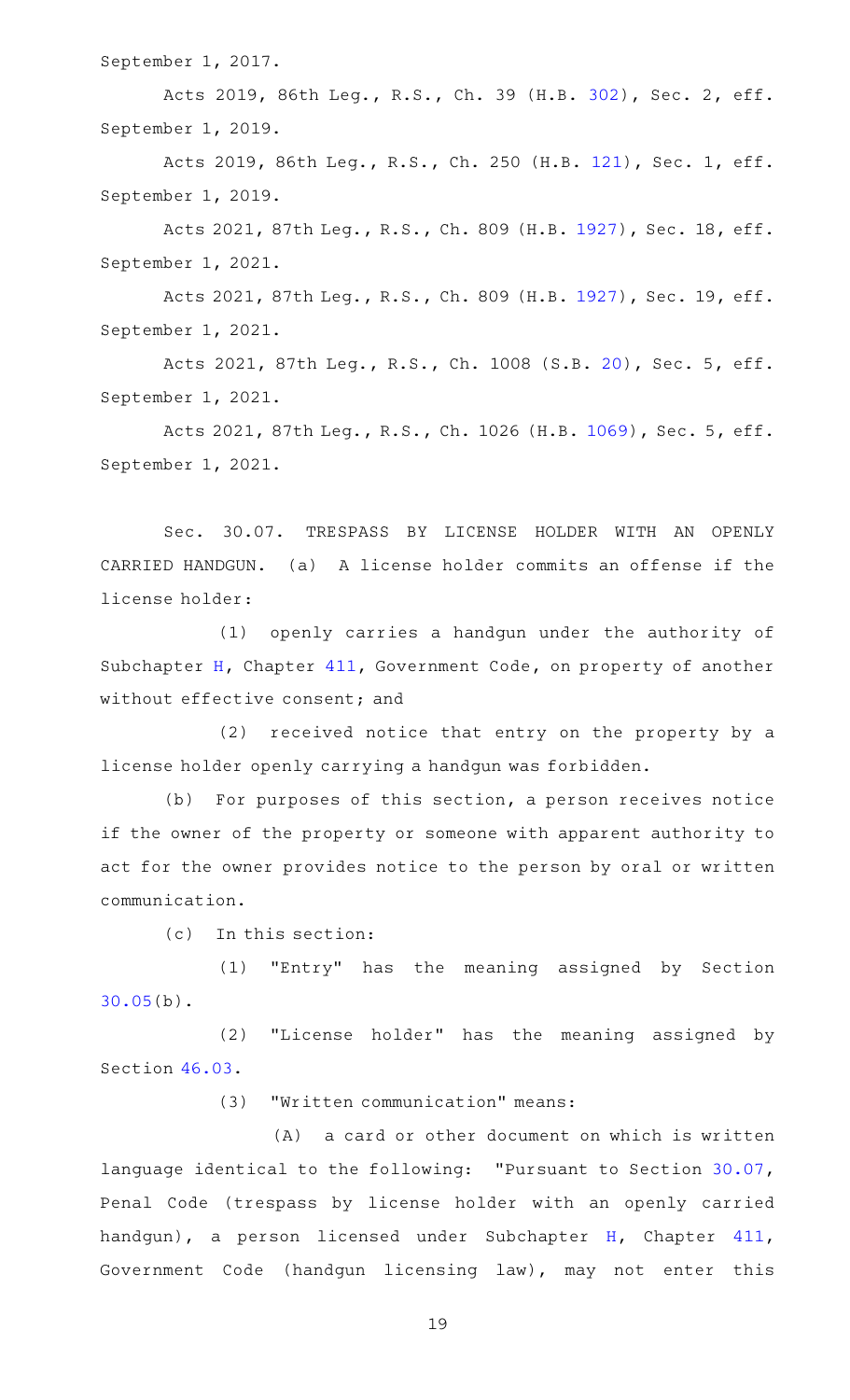September 1, 2017.

Acts 2019, 86th Leg., R.S., Ch. 39 (H.B. 302), Sec. 2, eff. September 1, 2019.

Acts 2019, 86th Leg., R.S., Ch. 250 (H.B. 121), Sec. 1, eff. September 1, 2019.

Acts 2021, 87th Leg., R.S., Ch. 809 (H.B. 1927), Sec. 18, eff. September 1, 2021.

Acts 2021, 87th Leg., R.S., Ch. 809 (H.B. 1927), Sec. 19, eff. September 1, 2021.

Acts 2021, 87th Leg., R.S., Ch. 1008 (S.B. 20), Sec. 5, eff. September 1, 2021.

Acts 2021, 87th Leg., R.S., Ch. 1026 (H.B. 1069), Sec. 5, eff. September 1, 2021.

Sec. 30.07. TRESPASS BY LICENSE HOLDER WITH AN OPENLY CARRIED HANDGUN. (a) A license holder commits an offense if the license holder:

(1) openly carries a handgun under the authority of Subchapter H, Chapter 411, Government Code, on property of another without effective consent; and

(2) received notice that entry on the property by a license holder openly carrying a handgun was forbidden.

(b) For purposes of this section, a person receives notice if the owner of the property or someone with apparent authority to act for the owner provides notice to the person by oral or written communication.

(c) In this section:

(1) "Entry" has the meaning assigned by Section 30.05(b).

(2) "License holder" has the meaning assigned by Section 46.03.

(3) "Written communication" means:

(A) a card or other document on which is written language identical to the following: "Pursuant to Section 30.07, Penal Code (trespass by license holder with an openly carried handgun), a person licensed under Subchapter H, Chapter 411, Government Code (handgun licensing law), may not enter this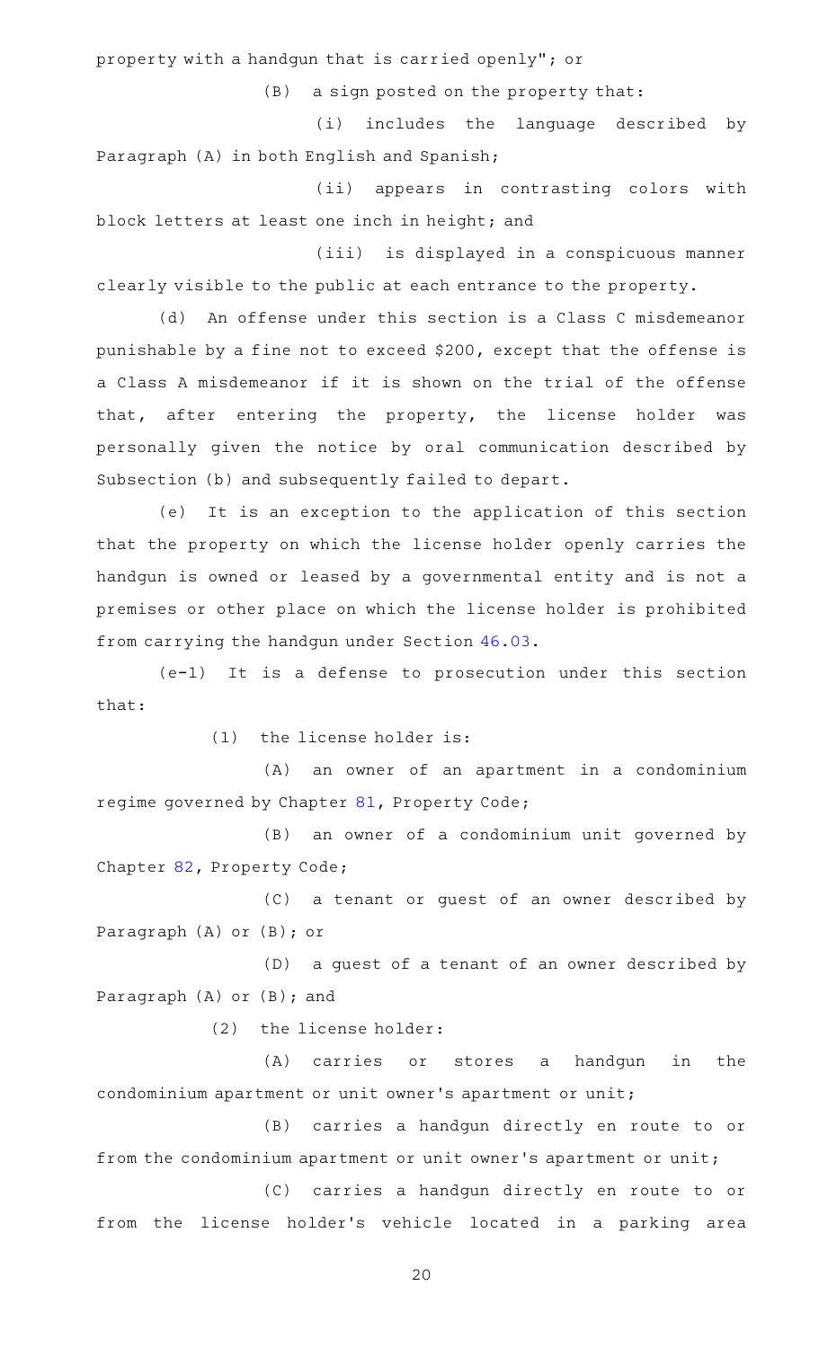property with a handgun that is carried openly"; or

(B) a sign posted on the property that:

(i) includes the language described by Paragraph (A) in both English and Spanish;

(ii) appears in contrasting colors with block letters at least one inch in height; and

(iii) is displayed in a conspicuous manner clearly visible to the public at each entrance to the property.

(d) An offense under this section is a Class C misdemeanor punishable by a fine not to exceed $200, except that the offense is a Class A misdemeanor if it is shown on the trial of the offense that, after entering the property, the license holder was personally given the notice by oral communication described by Subsection (b) and subsequently failed to depart.

(e) It is an exception to the application of this section that the property on which the license holder openly carries the handgun is owned or leased by a governmental entity and is not a premises or other place on which the license holder is prohibited from carrying the handgun under Section 46.03.

(e-1) It is a defense to prosecution under this section that:

(1) the license holder is:

(A) an owner of an apartment in a condominium regime governed by Chapter 81, Property Code;

(B) an owner of a condominium unit governed by Chapter 82, Property Code;

(C) a tenant or guest of an owner described by Paragraph (A) or (B); or

(D) a guest of a tenant of an owner described by Paragraph (A) or (B); and

(2) the license holder:

(A) carries or stores a handgun in the condominium apartment or unit owner's apartment or unit;

(B) carries a handgun directly en route to or from the condominium apartment or unit owner's apartment or unit;

(C) carries a handgun directly en route to or from the license holder's vehicle located in a parking area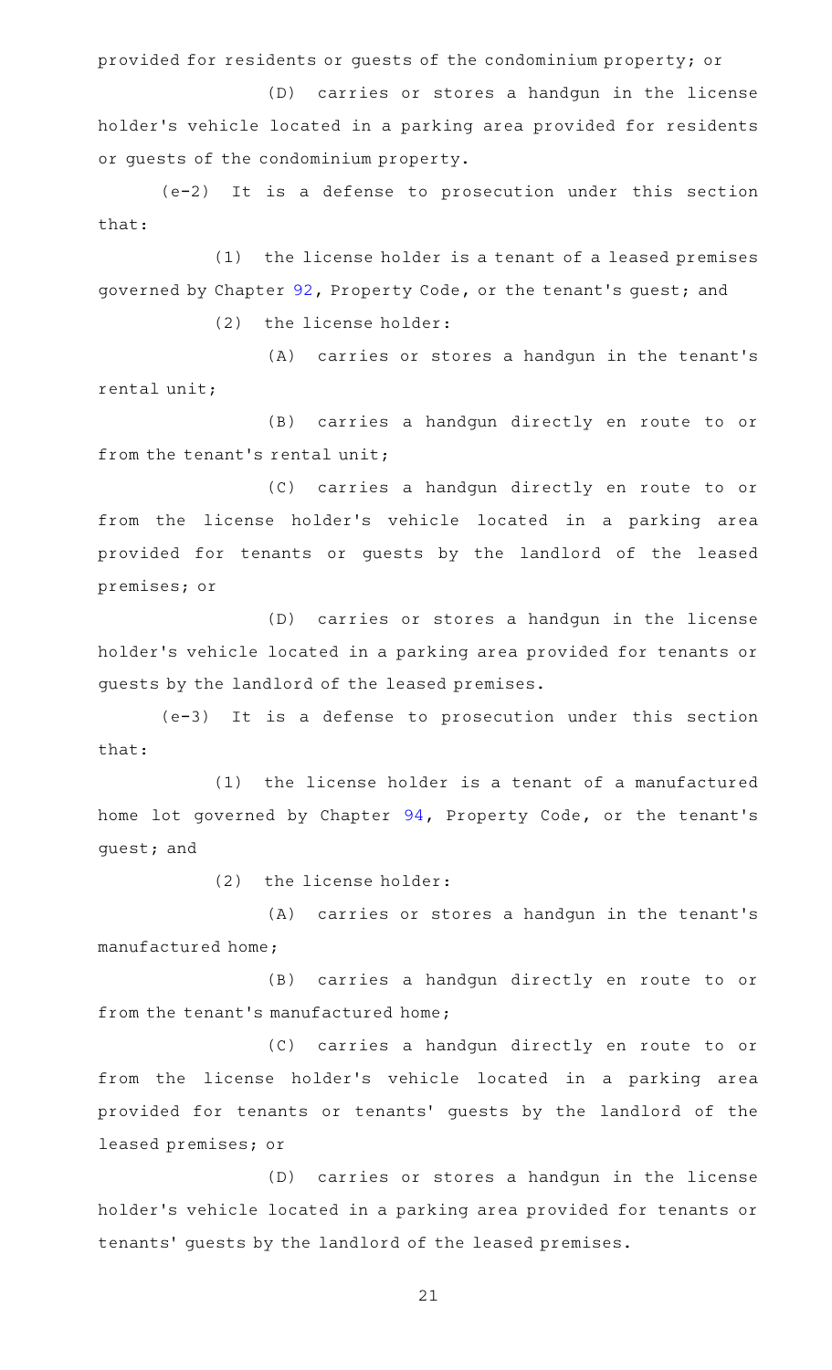provided for residents or guests of the condominium property; or

(D) carries or stores a handgun in the license holder's vehicle located in a parking area provided for residents or guests of the condominium property.

(e-2) It is a defense to prosecution under this section that:

(1) the license holder is a tenant of a leased premises governed by Chapter 92, Property Code, or the tenant's guest; and

(2) the license holder:

(A) carries or stores a handgun in the tenant's rental unit;

(B) carries a handgun directly en route to or from the tenant's rental unit;

(C) carries a handgun directly en route to or from the license holder's vehicle located in a parking area provided for tenants or guests by the landlord of the leased premises; or

(D) carries or stores a handgun in the license holder's vehicle located in a parking area provided for tenants or guests by the landlord of the leased premises.

(e-3) It is a defense to prosecution under this section that:

(1) the license holder is a tenant of a manufactured home lot governed by Chapter 94, Property Code, or the tenant's guest; and

(2) the license holder:

(A) carries or stores a handgun in the tenant's manufactured home;

(B) carries a handgun directly en route to or from the tenant's manufactured home;

(C) carries a handgun directly en route to or from the license holder's vehicle located in a parking area provided for tenants or tenants' guests by the landlord of the leased premises; or

(D) carries or stores a handgun in the license holder's vehicle located in a parking area provided for tenants or tenants' guests by the landlord of the leased premises.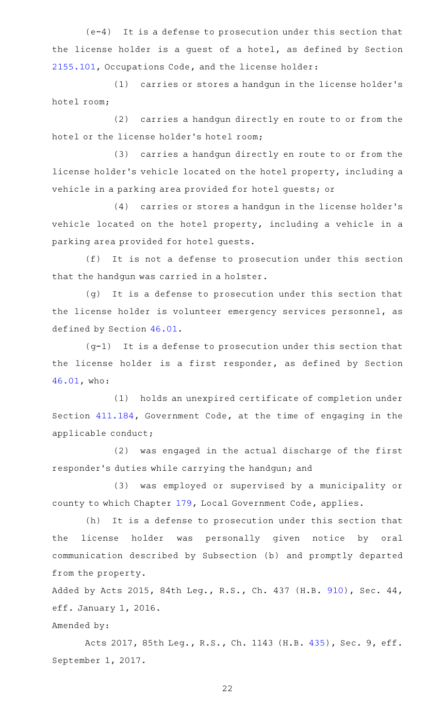(e-4) It is a defense to prosecution under this section that the license holder is a guest of a hotel, as defined by Section 2155.101, Occupations Code, and the license holder:

(1) carries or stores a handgun in the license holder's hotel room;

(2) carries a handgun directly en route to or from the hotel or the license holder's hotel room;

(3) carries a handgun directly en route to or from the license holder's vehicle located on the hotel property, including a vehicle in a parking area provided for hotel guests; or

(4) carries or stores a handgun in the license holder's vehicle located on the hotel property, including a vehicle in a parking area provided for hotel guests.

(f) It is not a defense to prosecution under this section that the handgun was carried in a holster.

(g) It is a defense to prosecution under this section that the license holder is volunteer emergency services personnel, as defined by Section 46.01.

(g-1) It is a defense to prosecution under this section that the license holder is a first responder, as defined by Section 46.01, who:

(1) holds an unexpired certificate of completion under Section 411.184, Government Code, at the time of engaging in the applicable conduct;

(2) was engaged in the actual discharge of the first responder's duties while carrying the handgun; and

(3) was employed or supervised by a municipality or county to which Chapter 179, Local Government Code, applies.

(h) It is a defense to prosecution under this section that the license holder was personally given notice by oral communication described by Subsection (b) and promptly departed from the property.

Added by Acts 2015, 84th Leg., R.S., Ch. 437 (H.B. 910), Sec. 44, eff. January 1, 2016.

Amended by:

Acts 2017, 85th Leg., R.S., Ch. 1143 (H.B. 435), Sec. 9, eff. September 1, 2017.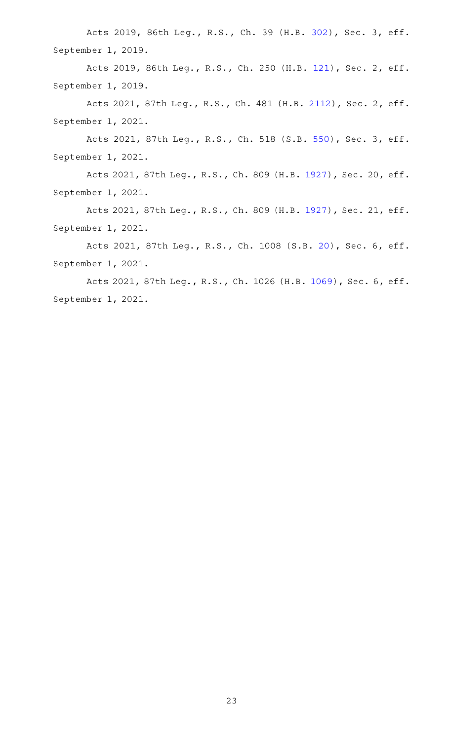Acts 2019, 86th Leg., R.S., Ch. 39 (H.B. 302), Sec. 3, eff. September 1, 2019.

Acts 2019, 86th Leg., R.S., Ch. 250 (H.B. 121), Sec. 2, eff. September 1, 2019.

Acts 2021, 87th Leg., R.S., Ch. 481 (H.B. 2112), Sec. 2, eff. September 1, 2021.

Acts 2021, 87th Leg., R.S., Ch. 518 (S.B. 550), Sec. 3, eff. September 1, 2021.

Acts 2021, 87th Leg., R.S., Ch. 809 (H.B. 1927), Sec. 20, eff. September 1, 2021.

Acts 2021, 87th Leg., R.S., Ch. 809 (H.B. 1927), Sec. 21, eff. September 1, 2021.

Acts 2021, 87th Leg., R.S., Ch. 1008 (S.B. 20), Sec. 6, eff. September 1, 2021.

Acts 2021, 87th Leg., R.S., Ch. 1026 (H.B. 1069), Sec. 6, eff. September 1, 2021.